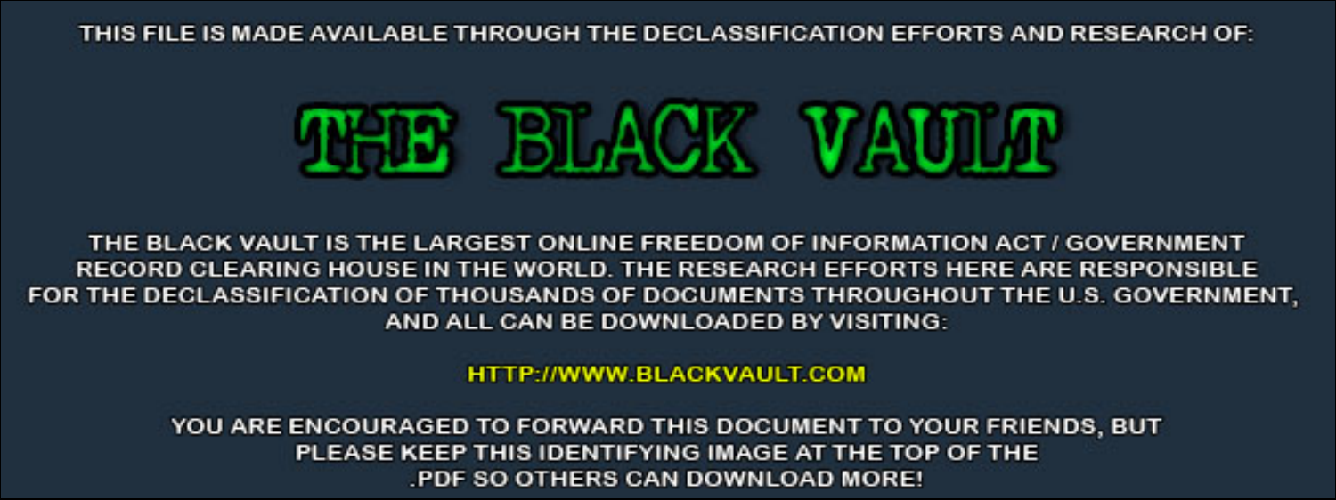THIS FILE IS MADE AVAILABLE THROUGH THE DECLASSIFICATION EFFORTS AND RESEARCH OF:

# THE BLACK VAULT

THE BLACK VAULT IS THE LARGEST ONLINE FREEDOM OF INFORMATION ACT / GOVERNMENT RECORD CLEARING HOUSE IN THE WORLD. THE RESEARCH EFFORTS HERE ARE RESPONSIBLE FOR THE DECLASSIFICATION OF THOUSANDS OF DOCUMENTS THROUGHOUT THE U.S. GOVERNMENT, AND ALL CAN BE DOWNLOADED BY VISITING:

HTTP://WWW.BLACKVAULT.COM

YOU ARE ENCOURAGED TO FORWARD THIS DOCUMENT TO YOUR FRIENDS, BUT PLEASE KEEP THIS IDENTIFYING IMAGE AT THE TOP OF THE .PDF SO OTHERS CAN DOWNLOAD MORE!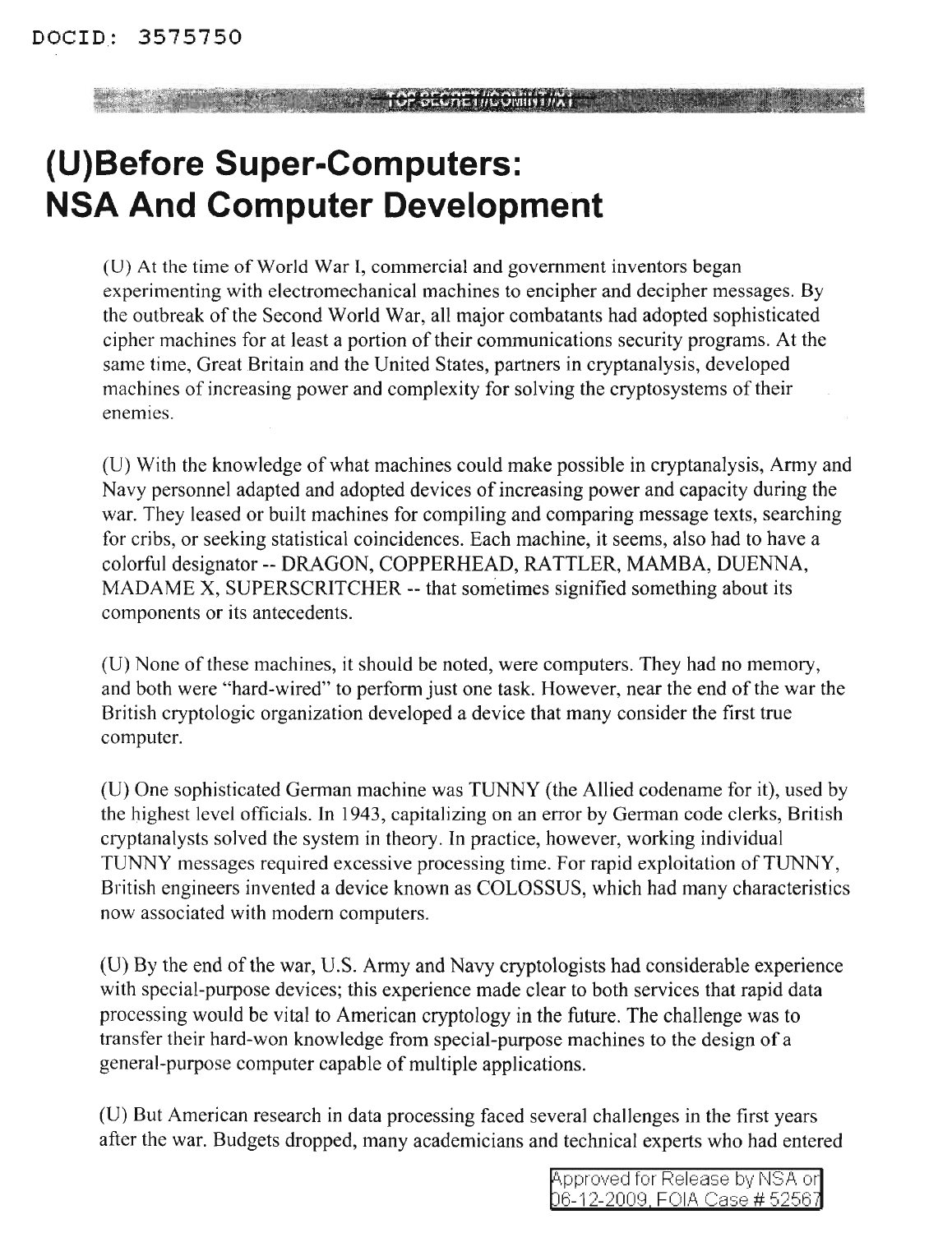# (U)Before Super-Computers: NSA And Computer Development

(U) At the time of World War I, commercial and government inventors began experimenting with electromechanical machines to encipher and decipher messages. By the outbreak of the Second World War, all major combatants had adopted sophisticated cipher machines for at least a portion of their communications security programs. At the same time, Great Britain and the United States, partners in cryptanalysis, developed machines of increasing power and complexity for solving the cryptosystems of their enemies.

(U) With the knowledge of what machines could make possible in cryptanalysis, Army and Navy personnel adapted and adopted devices of increasing power and capacity during the war. They leased or built machines for compiling and comparing message texts, searching for cribs, or seeking statistical coincidences. Each machine, it seems, also had to have a colorful designator -- DRAGON, COPPERHEAD, RATTLER, MAMBA, DUENNA, MADAME X, SUPERSCRITCHER -- that sometimes signified something about its components or its antecedents.

(U) None of these machines, it should be noted, were computers. They had no memory, and both were "hard-wired" to perform just one task. However, near the end of the war the British cryptologic organization developed a device that many consider the first true computer.

(U) One sophisticated German machine was TUNNY (the Allied codename for it), used by the highest level officials. In 1943, capitalizing on an error by German code clerks, British cryptanalysts solved the system in theory. In practice, however, working individual TUNNY messages required excessive processing time. For rapid exploitation of TUNNY, British engineers invented a device known as COLOSSUS, which had many characteristics now associated with modern computers.

(U) By the end of the war, U.S. Army and Navy cryptologists had considerable experience with special-purpose devices; this experience made clear to both services that rapid data processing would be vital to American cryptology in the future. The challenge was to transfer their hard-won knowledge from special-purpose machines to the design of a general-purpose computer capable of multiple applications.

(U) But American research in data processing faced several challenges in the first years after the war. Budgets dropped, many academicians and technical experts who had entered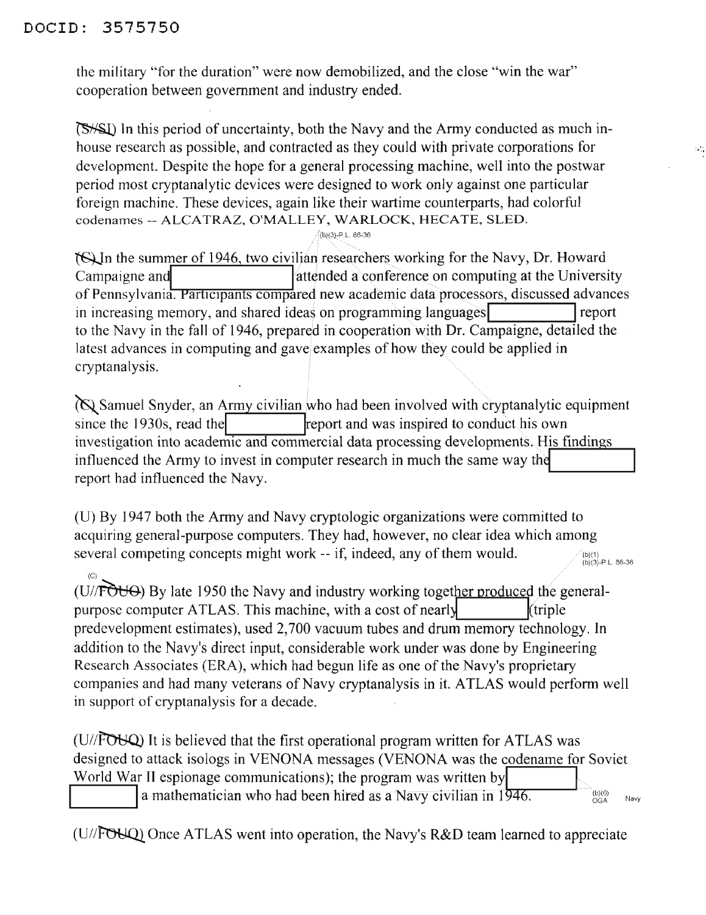the military "for the duration" were now demobilized, and the close "win the war" cooperation between government and industry ended.

(S//SI) In this period of uncertainty, both the Navy and the Army conducted as much in-house research as possible, and contracted as they could with private corporations for development. Despite the hope for a general processing machine, well into the postwar period most cryptanalytic devices were designed to work only against one particular foreign machine. These devices, again like their wartime counterparts, had colorful codenames -- ALCATRAZ, O'MALLEY, WARLOCK, HECATE, SLED.

(b)(3)-P.L. 86-36

(C) In the summer of 1946, two civilian researchers working for the Navy, Dr. Howard Campaigne and [REDACTED] attended a conference on computing at the University of Pennsylvania. Participants compared new academic data processors, discussed advances in increasing memory, and shared ideas on programming languages [REDACTED] report to the Navy in the fall of 1946, prepared in cooperation with Dr. Campaigne, detailed the latest advances in computing and gave examples of how they could be applied in cryptanalysis.

(C) Samuel Snyder, an Army civilian who had been involved with cryptanalytic equipment since the 1930s, read the [REDACTED] report and was inspired to conduct his own investigation into academic and commercial data processing developments. His findings influenced the Army to invest in computer research in much the same way the [REDACTED] report had influenced the Navy.

(U) By 1947 both the Army and Navy cryptologic organizations were committed to acquiring general-purpose computers. They had, however, no clear idea which among several competing concepts might work -- if, indeed, any of them would.

(b)(1)
(b)(3)-P.L. 86-36

(U//FOUO) (C) By late 1950 the Navy and industry working together produced the general-purpose computer ATLAS. This machine, with a cost of nearly [REDACTED] (triple predevelopment estimates), used 2,700 vacuum tubes and drum memory technology. In addition to the Navy's direct input, considerable work under was done by Engineering Research Associates (ERA), which had begun life as one of the Navy's proprietary companies and had many veterans of Navy cryptanalysis in it. ATLAS would perform well in support of cryptanalysis for a decade.

(U//FOUO) It is believed that the first operational program written for ATLAS was designed to attack isologs in VENONA messages (VENONA was the codename for Soviet World War II espionage communications); the program was written by [REDACTED] [REDACTED] a mathematician who had been hired as a Navy civilian in 1946.

(b)(6)
OGA Navy

(U//FOUO) Once ATLAS went into operation, the Navy's R&D team learned to appreciate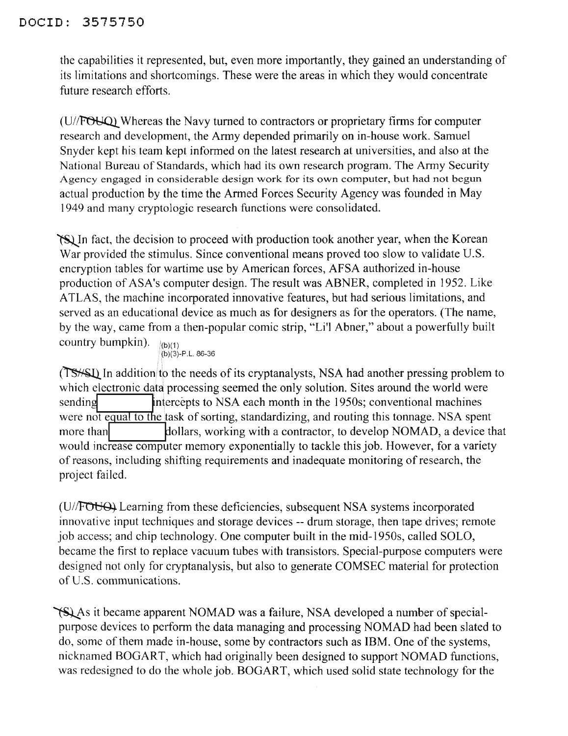the capabilities it represented, but, even more importantly, they gained an understanding of its limitations and shortcomings. These were the areas in which they would concentrate future research efforts.

(U//FOUO) Whereas the Navy turned to contractors or proprietary firms for computer research and development, the Army depended primarily on in-house work. Samuel Snyder kept his team kept informed on the latest research at universities, and also at the National Bureau of Standards, which had its own research program. The Army Security Agency engaged in considerable design work for its own computer, but had not begun actual production by the time the Armed Forces Security Agency was founded in May 1949 and many cryptologic research functions were consolidated.

(S) In fact, the decision to proceed with production took another year, when the Korean War provided the stimulus. Since conventional means proved too slow to validate U.S. encryption tables for wartime use by American forces, AFSA authorized in-house production of ASA's computer design. The result was ABNER, completed in 1952. Like ATLAS, the machine incorporated innovative features, but had serious limitations, and served as an educational device as much as for designers as for the operators. (The name, by the way, came from a then-popular comic strip, "Li'l Abner," about a powerfully built country bumpkin).

(b)(1)
(b)(3)-P.L. 86-36

(TS//SI) In addition to the needs of its cryptanalysts, NSA had another pressing problem to which electronic data processing seemed the only solution. Sites around the world were sending [REDACTED] intercepts to NSA each month in the 1950s; conventional machines were not equal to the task of sorting, standardizing, and routing this tonnage. NSA spent more than [REDACTED] dollars, working with a contractor, to develop NOMAD, a device that would increase computer memory exponentially to tackle this job. However, for a variety of reasons, including shifting requirements and inadequate monitoring of research, the project failed.

(U//FOUO) Learning from these deficiencies, subsequent NSA systems incorporated innovative input techniques and storage devices -- drum storage, then tape drives; remote job access; and chip technology. One computer built in the mid-1950s, called SOLO, became the first to replace vacuum tubes with transistors. Special-purpose computers were designed not only for cryptanalysis, but also to generate COMSEC material for protection of U.S. communications.

(S) As it became apparent NOMAD was a failure, NSA developed a number of special-purpose devices to perform the data managing and processing NOMAD had been slated to do, some of them made in-house, some by contractors such as IBM. One of the systems, nicknamed BOGART, which had originally been designed to support NOMAD functions, was redesigned to do the whole job. BOGART, which used solid state technology for the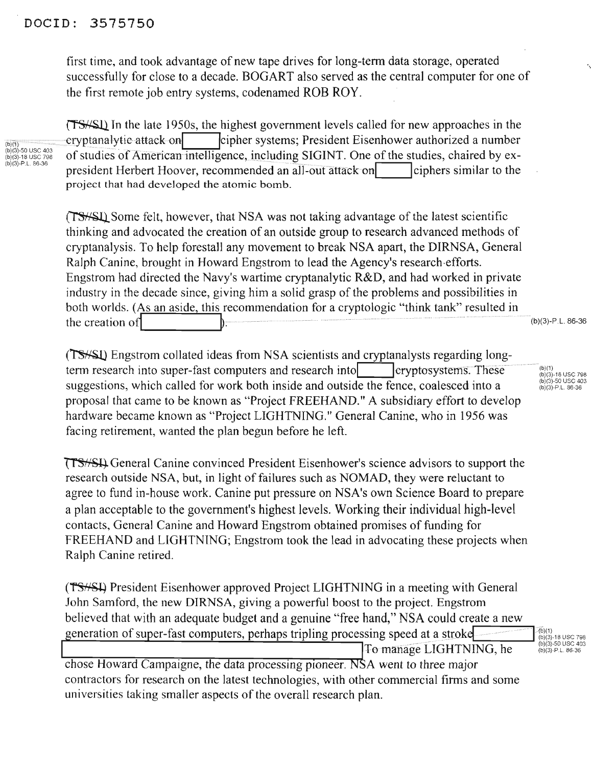DOCID: 3575750

first time, and took advantage of new tape drives for long-term data storage, operated successfully for close to a decade. BOGART also served as the central computer for one of the first remote job entry systems, codenamed ROB ROY.

(TS//SI) In the late 1950s, the highest government levels called for new approaches in the cryptanalytic attack on [ ] cipher systems; President Eisenhower authorized a number of studies of American intelligence, including SIGINT. One of the studies, chaired by ex-president Herbert Hoover, recommended an all-out attack on [ ] ciphers similar to the project that had developed the atomic bomb.

(b)(1)
(b)(3)-50 USC 403
(b)(3)-18 USC 798
(b)(3)-P.L. 86-36

(TS//SI) Some felt, however, that NSA was not taking advantage of the latest scientific thinking and advocated the creation of an outside group to research advanced methods of cryptanalysis. To help forestall any movement to break NSA apart, the DIRNSA, General Ralph Canine, brought in Howard Engstrom to lead the Agency's research efforts. Engstrom had directed the Navy's wartime cryptanalytic R&D, and had worked in private industry in the decade since, giving him a solid grasp of the problems and possibilities in both worlds. (As an aside, this recommendation for a cryptologic "think tank" resulted in the creation of [ ]).

(b)(3)-P.L. 86-36

(TS//SI) Engstrom collated ideas from NSA scientists and cryptanalysts regarding long-term research into super-fast computers and research into [ ] cryptosystems. These suggestions, which called for work both inside and outside the fence, coalesced into a proposal that came to be known as "Project FREEHAND." A subsidiary effort to develop hardware became known as "Project LIGHTNING." General Canine, who in 1956 was facing retirement, wanted the plan begun before he left.

(b)(1)
(b)(3)-18 USC 798
(b)(3)-50 USC 403
(b)(3)-P.L. 86-36

(TS//SI) General Canine convinced President Eisenhower's science advisors to support the research outside NSA, but, in light of failures such as NOMAD, they were reluctant to agree to fund in-house work. Canine put pressure on NSA's own Science Board to prepare a plan acceptable to the government's highest levels. Working their individual high-level contacts, General Canine and Howard Engstrom obtained promises of funding for FREEHAND and LIGHTNING; Engstrom took the lead in advocating these projects when Ralph Canine retired.

(TS//SI) President Eisenhower approved Project LIGHTNING in a meeting with General John Samford, the new DIRNSA, giving a powerful boost to the project. Engstrom believed that with an adequate budget and a genuine "free hand," NSA could create a new generation of super-fast computers, perhaps tripling processing speed at a stroke [ ] To manage LIGHTNING, he chose Howard Campaigne, the data processing pioneer. NSA went to three major contractors for research on the latest technologies, with other commercial firms and some universities taking smaller aspects of the overall research plan.

(b)(1)
(b)(3)-18 USC 798
(b)(3)-50 USC 403
(b)(3)-P.L. 86-36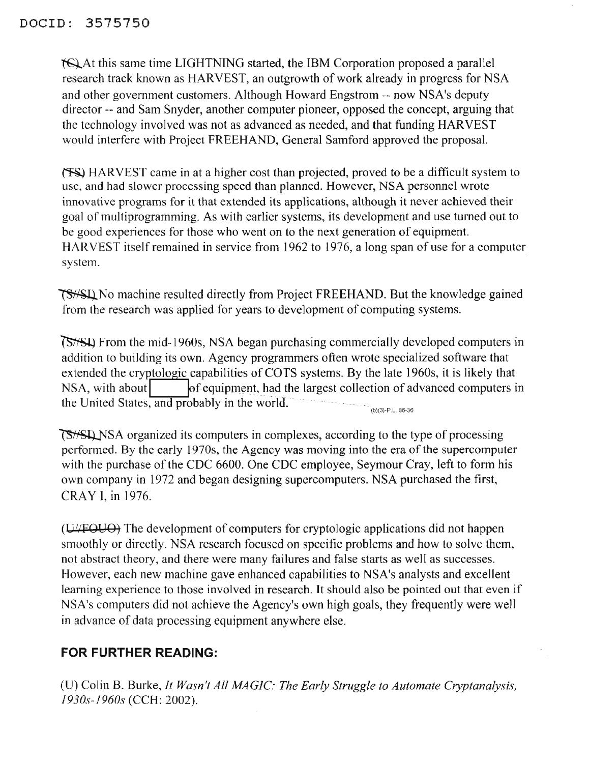(C) At this same time LIGHTNING started, the IBM Corporation proposed a parallel research track known as HARVEST, an outgrowth of work already in progress for NSA and other government customers. Although Howard Engstrom -- now NSA's deputy director -- and Sam Snyder, another computer pioneer, opposed the concept, arguing that the technology involved was not as advanced as needed, and that funding HARVEST would interfere with Project FREEHAND, General Samford approved the proposal.

(TS) HARVEST came in at a higher cost than projected, proved to be a difficult system to use, and had slower processing speed than planned. However, NSA personnel wrote innovative programs for it that extended its applications, although it never achieved their goal of multiprogramming. As with earlier systems, its development and use turned out to be good experiences for those who went on to the next generation of equipment. HARVEST itself remained in service from 1962 to 1976, a long span of use for a computer system.

(S//SI) No machine resulted directly from Project FREEHAND. But the knowledge gained from the research was applied for years to development of computing systems.

(S//SI) From the mid-1960s, NSA began purchasing commercially developed computers in addition to building its own. Agency programmers often wrote specialized software that extended the cryptologic capabilities of COTS systems. By the late 1960s, it is likely that NSA, with about [redacted] of equipment, had the largest collection of advanced computers in the United States, and probably in the world. (b)(3)-P.L. 86-36

(S//SI) NSA organized its computers in complexes, according to the type of processing performed. By the early 1970s, the Agency was moving into the era of the supercomputer with the purchase of the CDC 6600. One CDC employee, Seymour Cray, left to form his own company in 1972 and began designing supercomputers. NSA purchased the first, CRAY I, in 1976.

(U//FOUO) The development of computers for cryptologic applications did not happen smoothly or directly. NSA research focused on specific problems and how to solve them, not abstract theory, and there were many failures and false starts as well as successes. However, each new machine gave enhanced capabilities to NSA's analysts and excellent learning experience to those involved in research. It should also be pointed out that even if NSA's computers did not achieve the Agency's own high goals, they frequently were well in advance of data processing equipment anywhere else.

## FOR FURTHER READING:

(U) Colin B. Burke, *It Wasn't All MAGIC: The Early Struggle to Automate Cryptanalysis, 1930s-1960s* (CCH: 2002).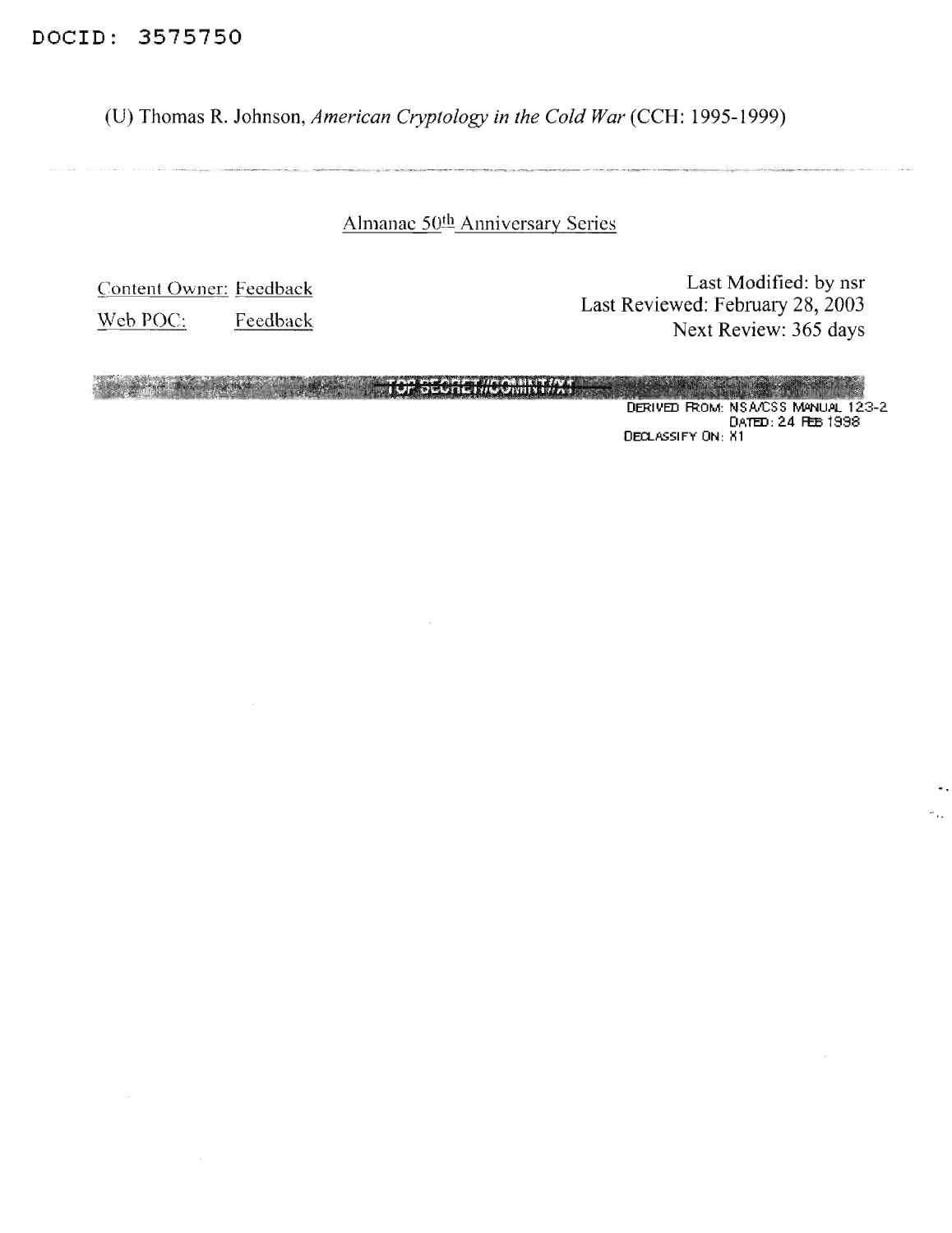DOCID: 3575750

(U) Thomas R. Johnson, *American Cryptology in the Cold War* (CCH: 1995-1999)

Almanac 50th Anniversary Series

Content Owner: Feedback
Web POC: Feedback

Last Modified: by nsr
Last Reviewed: February 28, 2003
Next Review: 365 days

TOP SECRET//COMINT//X1

DERIVED FROM: NSA/CSS MANUAL 123-2
DATED: 24 FEB 1998
DECLASSIFY ON: X1